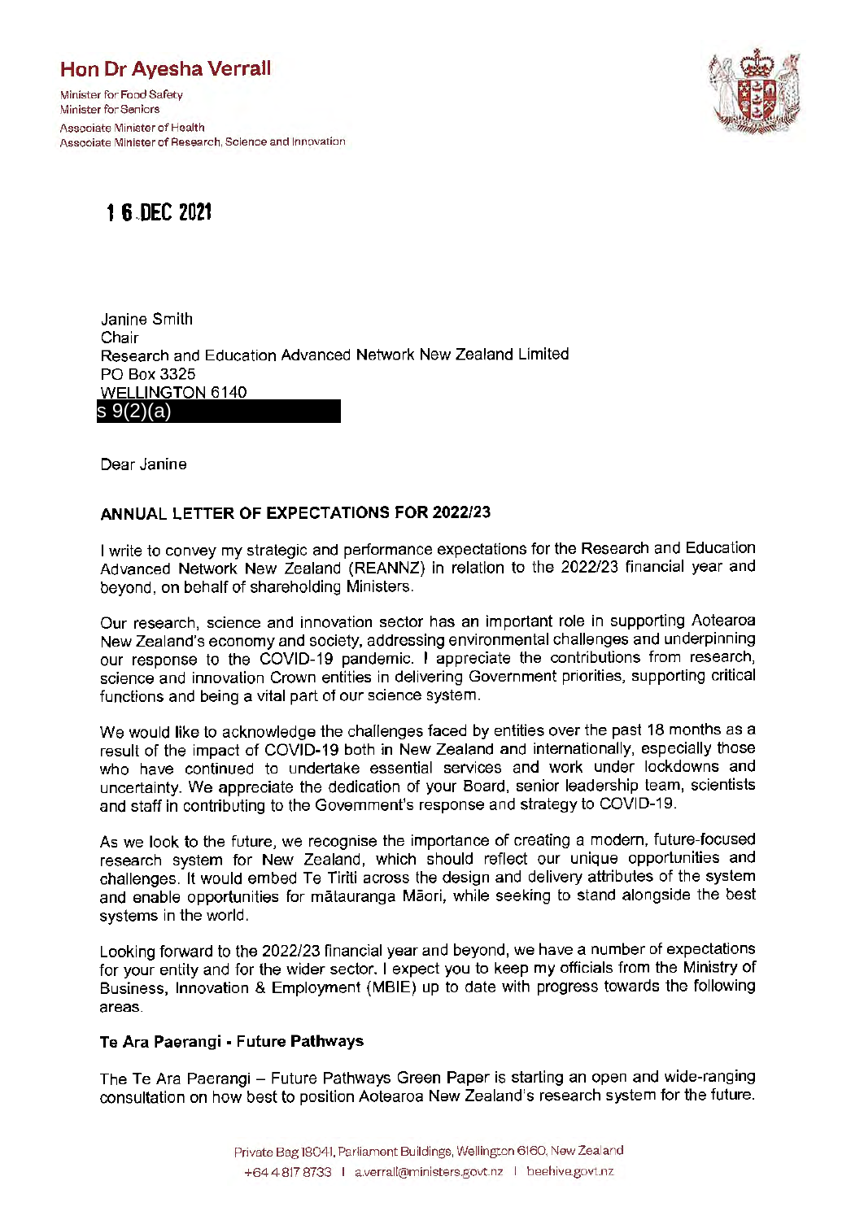**Hon Dr Ayesha Verrall**

Minister for Food Safety
Minister for Seniors
Associate Minister of Health
Associate Minister of Research, Science and Innovation

**16 DEC 2021**

Janine Smith
Chair
Research and Education Advanced Network New Zealand Limited
PO Box 3325
WELLINGTON 6140
s 9(2)(a)

Dear Janine

**ANNUAL LETTER OF EXPECTATIONS FOR 2022/23**

I write to convey my strategic and performance expectations for the Research and Education Advanced Network New Zealand (REANNZ) in relation to the 2022/23 financial year and beyond, on behalf of shareholding Ministers.

Our research, science and innovation sector has an important role in supporting Aotearoa New Zealand's economy and society, addressing environmental challenges and underpinning our response to the COVID-19 pandemic. I appreciate the contributions from research, science and innovation Crown entities in delivering Government priorities, supporting critical functions and being a vital part of our science system.

We would like to acknowledge the challenges faced by entities over the past 18 months as a result of the impact of COVID-19 both in New Zealand and internationally, especially those who have continued to undertake essential services and work under lockdowns and uncertainty. We appreciate the dedication of your Board, senior leadership team, scientists and staff in contributing to the Government's response and strategy to COVID-19.

As we look to the future, we recognise the importance of creating a modern, future-focused research system for New Zealand, which should reflect our unique opportunities and challenges. It would embed Te Tiriti across the design and delivery attributes of the system and enable opportunities for mātauranga Māori, while seeking to stand alongside the best systems in the world.

Looking forward to the 2022/23 financial year and beyond, we have a number of expectations for your entity and for the wider sector. I expect you to keep my officials from the Ministry of Business, Innovation & Employment (MBIE) up to date with progress towards the following areas.

**Te Ara Paerangi - Future Pathways**

The Te Ara Paerangi – Future Pathways Green Paper is starting an open and wide-ranging consultation on how best to position Aotearoa New Zealand's research system for the future.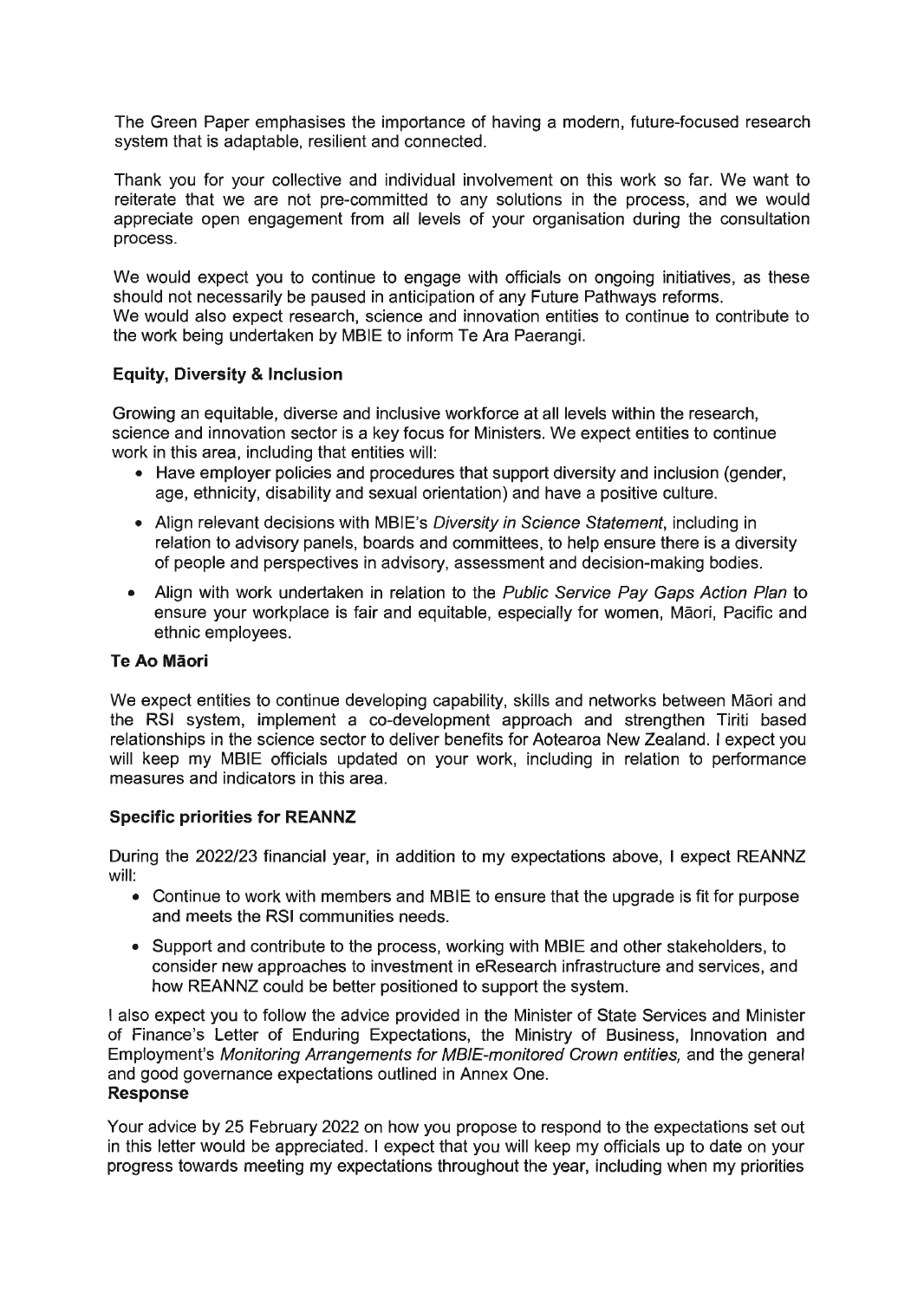The Green Paper emphasises the importance of having a modern, future-focused research system that is adaptable, resilient and connected.

Thank you for your collective and individual involvement on this work so far. We want to reiterate that we are not pre-committed to any solutions in the process, and we would appreciate open engagement from all levels of your organisation during the consultation process.

We would expect you to continue to engage with officials on ongoing initiatives, as these should not necessarily be paused in anticipation of any Future Pathways reforms.
We would also expect research, science and innovation entities to continue to contribute to the work being undertaken by MBIE to inform Te Ara Paerangi.

**Equity, Diversity & Inclusion**

Growing an equitable, diverse and inclusive workforce at all levels within the research, science and innovation sector is a key focus for Ministers. We expect entities to continue work in this area, including that entities will:

- Have employer policies and procedures that support diversity and inclusion (gender, age, ethnicity, disability and sexual orientation) and have a positive culture.
- Align relevant decisions with MBIE's *Diversity in Science Statement*, including in relation to advisory panels, boards and committees, to help ensure there is a diversity of people and perspectives in advisory, assessment and decision-making bodies.
- Align with work undertaken in relation to the *Public Service Pay Gaps Action Plan* to ensure your workplace is fair and equitable, especially for women, Māori, Pacific and ethnic employees.

**Te Ao Māori**

We expect entities to continue developing capability, skills and networks between Māori and the RSI system, implement a co-development approach and strengthen Tiriti based relationships in the science sector to deliver benefits for Aotearoa New Zealand. I expect you will keep my MBIE officials updated on your work, including in relation to performance measures and indicators in this area.

**Specific priorities for REANNZ**

During the 2022/23 financial year, in addition to my expectations above, I expect REANNZ will:

- Continue to work with members and MBIE to ensure that the upgrade is fit for purpose and meets the RSI communities needs.
- Support and contribute to the process, working with MBIE and other stakeholders, to consider new approaches to investment in eResearch infrastructure and services, and how REANNZ could be better positioned to support the system.

I also expect you to follow the advice provided in the Minister of State Services and Minister of Finance's Letter of Enduring Expectations, the Ministry of Business, Innovation and Employment's *Monitoring Arrangements for MBIE-monitored Crown entities,* and the general and good governance expectations outlined in Annex One.

**Response**

Your advice by 25 February 2022 on how you propose to respond to the expectations set out in this letter would be appreciated. I expect that you will keep my officials up to date on your progress towards meeting my expectations throughout the year, including when my priorities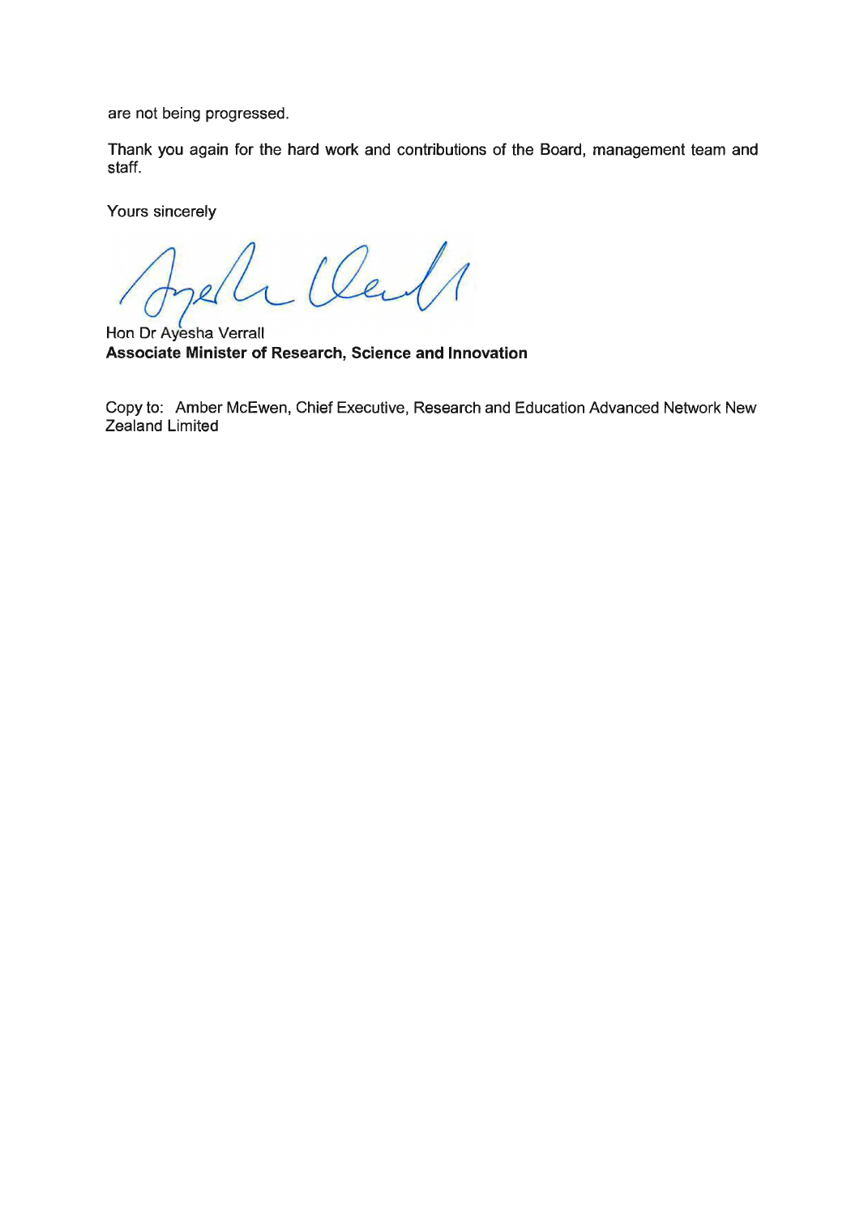are not being progressed.

Thank you again for the hard work and contributions of the Board, management team and staff.

Yours sincerely

Hon Dr Ayesha Verrall
**Associate Minister of Research, Science and Innovation**

Copy to: Amber McEwen, Chief Executive, Research and Education Advanced Network New Zealand Limited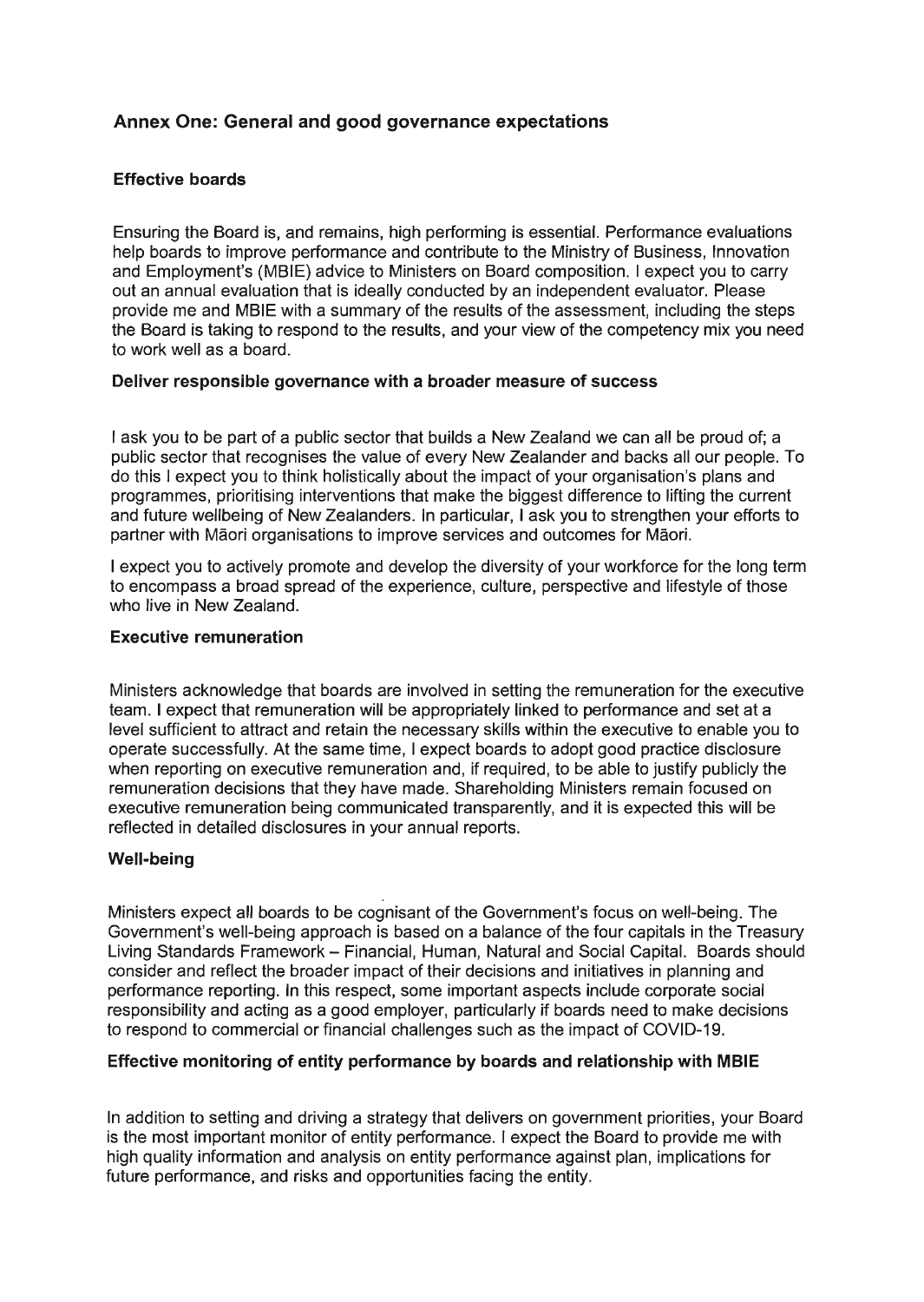## Annex One: General and good governance expectations

### Effective boards

Ensuring the Board is, and remains, high performing is essential. Performance evaluations help boards to improve performance and contribute to the Ministry of Business, Innovation and Employment's (MBIE) advice to Ministers on Board composition. I expect you to carry out an annual evaluation that is ideally conducted by an independent evaluator. Please provide me and MBIE with a summary of the results of the assessment, including the steps the Board is taking to respond to the results, and your view of the competency mix you need to work well as a board.

### Deliver responsible governance with a broader measure of success

I ask you to be part of a public sector that builds a New Zealand we can all be proud of; a public sector that recognises the value of every New Zealander and backs all our people. To do this I expect you to think holistically about the impact of your organisation's plans and programmes, prioritising interventions that make the biggest difference to lifting the current and future wellbeing of New Zealanders. In particular, I ask you to strengthen your efforts to partner with Māori organisations to improve services and outcomes for Māori.

I expect you to actively promote and develop the diversity of your workforce for the long term to encompass a broad spread of the experience, culture, perspective and lifestyle of those who live in New Zealand.

### Executive remuneration

Ministers acknowledge that boards are involved in setting the remuneration for the executive team. I expect that remuneration will be appropriately linked to performance and set at a level sufficient to attract and retain the necessary skills within the executive to enable you to operate successfully. At the same time, I expect boards to adopt good practice disclosure when reporting on executive remuneration and, if required, to be able to justify publicly the remuneration decisions that they have made. Shareholding Ministers remain focused on executive remuneration being communicated transparently, and it is expected this will be reflected in detailed disclosures in your annual reports.

### Well-being

Ministers expect all boards to be cognisant of the Government's focus on well-being. The Government's well-being approach is based on a balance of the four capitals in the Treasury Living Standards Framework – Financial, Human, Natural and Social Capital. Boards should consider and reflect the broader impact of their decisions and initiatives in planning and performance reporting. In this respect, some important aspects include corporate social responsibility and acting as a good employer, particularly if boards need to make decisions to respond to commercial or financial challenges such as the impact of COVID-19.

### Effective monitoring of entity performance by boards and relationship with MBIE

In addition to setting and driving a strategy that delivers on government priorities, your Board is the most important monitor of entity performance. I expect the Board to provide me with high quality information and analysis on entity performance against plan, implications for future performance, and risks and opportunities facing the entity.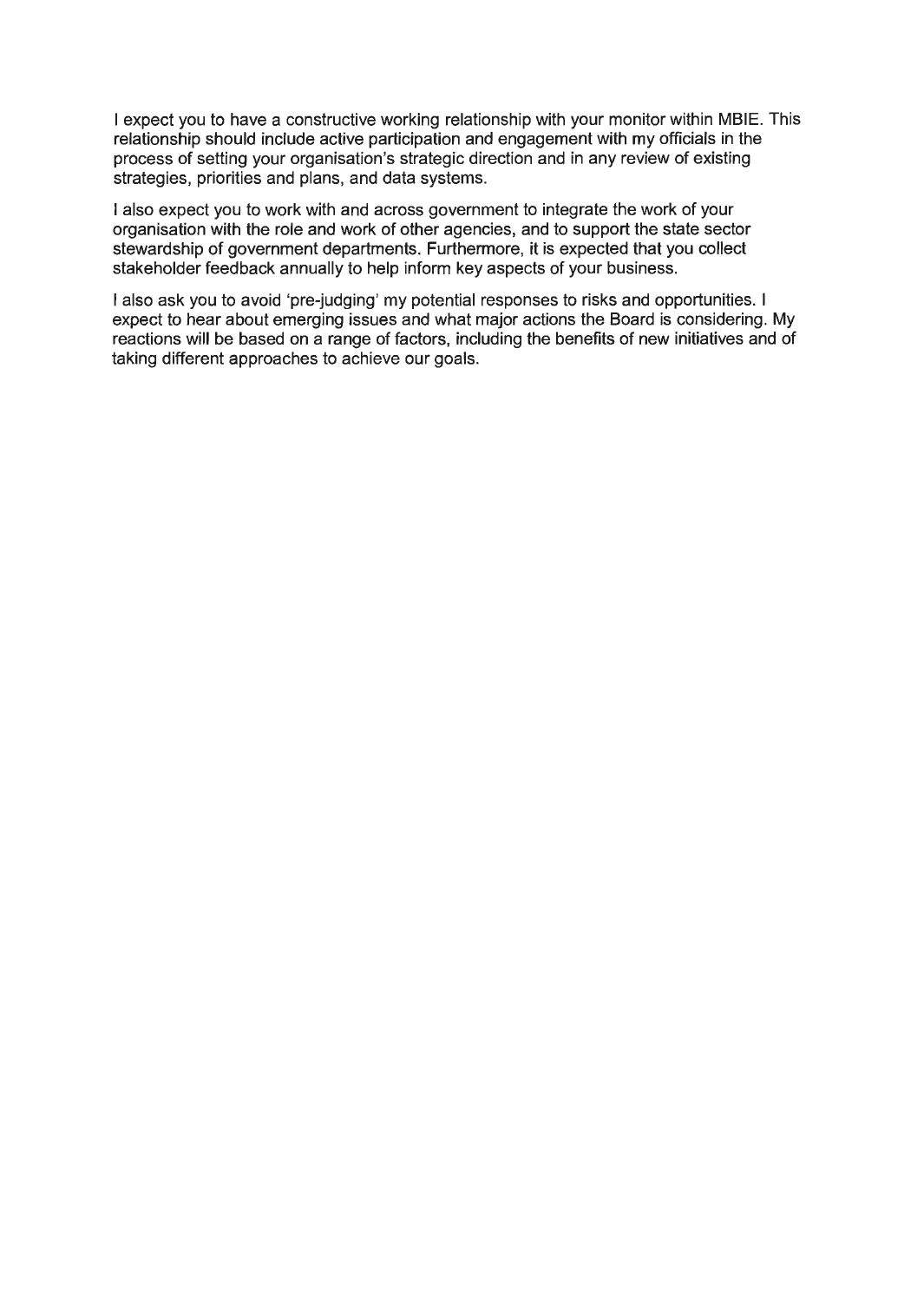I expect you to have a constructive working relationship with your monitor within MBIE. This relationship should include active participation and engagement with my officials in the process of setting your organisation's strategic direction and in any review of existing strategies, priorities and plans, and data systems.

I also expect you to work with and across government to integrate the work of your organisation with the role and work of other agencies, and to support the state sector stewardship of government departments. Furthermore, it is expected that you collect stakeholder feedback annually to help inform key aspects of your business.

I also ask you to avoid 'pre-judging' my potential responses to risks and opportunities. I expect to hear about emerging issues and what major actions the Board is considering. My reactions will be based on a range of factors, including the benefits of new initiatives and of taking different approaches to achieve our goals.